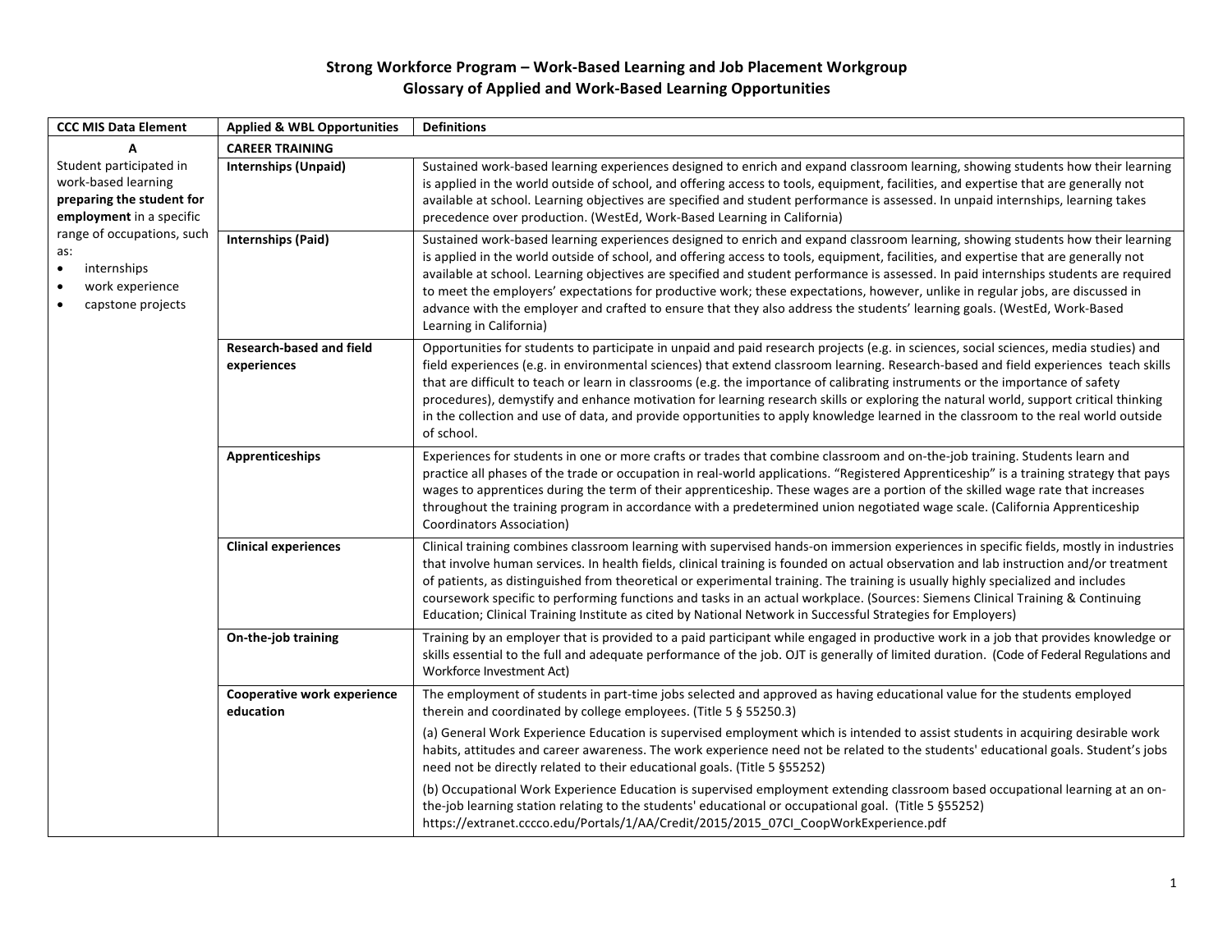# Strong Workforce Program – Work-Based Learning and Job Placement Workgroup
## Glossary of Applied and Work-Based Learning Opportunities

| CCC MIS Data Element | Applied & WBL Opportunities | Definitions |
|---|---|---|
| **A** | **CAREER TRAINING** | |
| Student participated in work-based learning **preparing the student for employment** in a specific range of occupations, such as:<br>• internships<br>• work experience<br>• capstone projects | **Internships (Unpaid)** | Sustained work-based learning experiences designed to enrich and expand classroom learning, showing students how their learning is applied in the world outside of school, and offering access to tools, equipment, facilities, and expertise that are generally not available at school. Learning objectives are specified and student performance is assessed. In unpaid internships, learning takes precedence over production. (WestEd, Work-Based Learning in California) |
| | **Internships (Paid)** | Sustained work-based learning experiences designed to enrich and expand classroom learning, showing students how their learning is applied in the world outside of school, and offering access to tools, equipment, facilities, and expertise that are generally not available at school. Learning objectives are specified and student performance is assessed. In paid internships students are required to meet the employers' expectations for productive work; these expectations, however, unlike in regular jobs, are discussed in advance with the employer and crafted to ensure that they also address the students' learning goals. (WestEd, Work-Based Learning in California) |
| | **Research-based and field experiences** | Opportunities for students to participate in unpaid and paid research projects (e.g. in sciences, social sciences, media studies) and field experiences (e.g. in environmental sciences) that extend classroom learning. Research-based and field experiences teach skills that are difficult to teach or learn in classrooms (e.g. the importance of calibrating instruments or the importance of safety procedures), demystify and enhance motivation for learning research skills or exploring the natural world, support critical thinking in the collection and use of data, and provide opportunities to apply knowledge learned in the classroom to the real world outside of school. |
| | **Apprenticeships** | Experiences for students in one or more crafts or trades that combine classroom and on-the-job training. Students learn and practice all phases of the trade or occupation in real-world applications. "Registered Apprenticeship" is a training strategy that pays wages to apprentices during the term of their apprenticeship. These wages are a portion of the skilled wage rate that increases throughout the training program in accordance with a predetermined union negotiated wage scale. (California Apprenticeship Coordinators Association) |
| | **Clinical experiences** | Clinical training combines classroom learning with supervised hands-on immersion experiences in specific fields, mostly in industries that involve human services. In health fields, clinical training is founded on actual observation and lab instruction and/or treatment of patients, as distinguished from theoretical or experimental training. The training is usually highly specialized and includes coursework specific to performing functions and tasks in an actual workplace. (Sources: Siemens Clinical Training & Continuing Education; Clinical Training Institute as cited by National Network in Successful Strategies for Employers) |
| | **On-the-job training** | Training by an employer that is provided to a paid participant while engaged in productive work in a job that provides knowledge or skills essential to the full and adequate performance of the job. OJT is generally of limited duration. (Code of Federal Regulations and Workforce Investment Act) |
| | **Cooperative work experience education** | The employment of students in part-time jobs selected and approved as having educational value for the students employed therein and coordinated by college employees. (Title 5 § 55250.3)<br><br>(a) General Work Experience Education is supervised employment which is intended to assist students in acquiring desirable work habits, attitudes and career awareness. The work experience need not be related to the students' educational goals. Student's jobs need not be directly related to their educational goals. (Title 5 §55252)<br><br>(b) Occupational Work Experience Education is supervised employment extending classroom based occupational learning at an on-the-job learning station relating to the students' educational or occupational goal. (Title 5 §55252) https://extranet.cccco.edu/Portals/1/AA/Credit/2015/2015_07CI_CoopWorkExperience.pdf |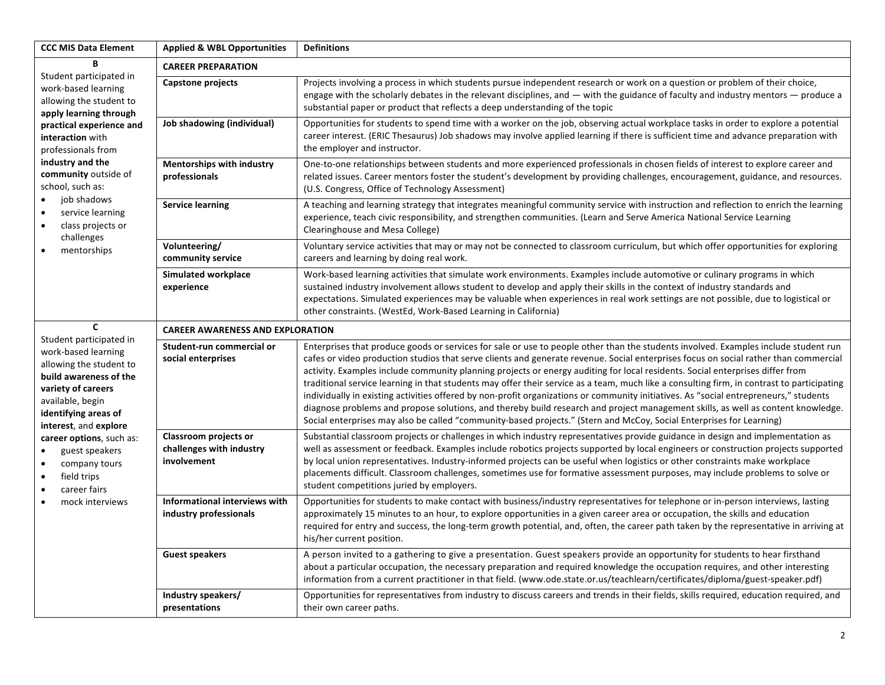| CCC MIS Data Element | Applied & WBL Opportunities | Definitions |
|---|---|---|
| **B** Student participated in work-based learning allowing the student to **apply learning through practical experience and interaction** with professionals from **industry and the community** outside of school, such as: • job shadows • service learning • class projects or challenges • mentorships | **CAREER PREPARATION** | |
| | **Capstone projects** | Projects involving a process in which students pursue independent research or work on a question or problem of their choice, engage with the scholarly debates in the relevant disciplines, and — with the guidance of faculty and industry mentors — produce a substantial paper or product that reflects a deep understanding of the topic |
| | **Job shadowing (individual)** | Opportunities for students to spend time with a worker on the job, observing actual workplace tasks in order to explore a potential career interest. (ERIC Thesaurus) Job shadows may involve applied learning if there is sufficient time and advance preparation with the employer and instructor. |
| | **Mentorships with industry professionals** | One-to-one relationships between students and more experienced professionals in chosen fields of interest to explore career and related issues. Career mentors foster the student's development by providing challenges, encouragement, guidance, and resources. (U.S. Congress, Office of Technology Assessment) |
| | **Service learning** | A teaching and learning strategy that integrates meaningful community service with instruction and reflection to enrich the learning experience, teach civic responsibility, and strengthen communities. (Learn and Serve America National Service Learning Clearinghouse and Mesa College) |
| | **Volunteering/ community service** | Voluntary service activities that may or may not be connected to classroom curriculum, but which offer opportunities for exploring careers and learning by doing real work. |
| | **Simulated workplace experience** | Work-based learning activities that simulate work environments. Examples include automotive or culinary programs in which sustained industry involvement allows student to develop and apply their skills in the context of industry standards and expectations. Simulated experiences may be valuable when experiences in real work settings are not possible, due to logistical or other constraints. (WestEd, Work-Based Learning in California) |
| **C** Student participated in work-based learning allowing the student to **build awareness of the variety of careers** available, begin **identifying areas of interest**, and **explore career options**, such as: • guest speakers • company tours • field trips • career fairs • mock interviews | **CAREER AWARENESS AND EXPLORATION** | |
| | **Student-run commercial or social enterprises** | Enterprises that produce goods or services for sale or use to people other than the students involved. Examples include student run cafes or video production studios that serve clients and generate revenue. Social enterprises focus on social rather than commercial activity. Examples include community planning projects or energy auditing for local residents. Social enterprises differ from traditional service learning in that students may offer their service as a team, much like a consulting firm, in contrast to participating individually in existing activities offered by non-profit organizations or community initiatives. As "social entrepreneurs," students diagnose problems and propose solutions, and thereby build research and project management skills, as well as content knowledge. Social enterprises may also be called "community-based projects." (Stern and McCoy, Social Enterprises for Learning) |
| | **Classroom projects or challenges with industry involvement** | Substantial classroom projects or challenges in which industry representatives provide guidance in design and implementation as well as assessment or feedback. Examples include robotics projects supported by local engineers or construction projects supported by local union representatives. Industry-informed projects can be useful when logistics or other constraints make workplace placements difficult. Classroom challenges, sometimes use for formative assessment purposes, may include problems to solve or student competitions juried by employers. |
| | **Informational interviews with industry professionals** | Opportunities for students to make contact with business/industry representatives for telephone or in-person interviews, lasting approximately 15 minutes to an hour, to explore opportunities in a given career area or occupation, the skills and education required for entry and success, the long-term growth potential, and, often, the career path taken by the representative in arriving at his/her current position. |
| | **Guest speakers** | A person invited to a gathering to give a presentation. Guest speakers provide an opportunity for students to hear firsthand about a particular occupation, the necessary preparation and required knowledge the occupation requires, and other interesting information from a current practitioner in that field. (www.ode.state.or.us/teachlearn/certificates/diploma/guest-speaker.pdf) |
| | **Industry speakers/ presentations** | Opportunities for representatives from industry to discuss careers and trends in their fields, skills required, education required, and their own career paths. |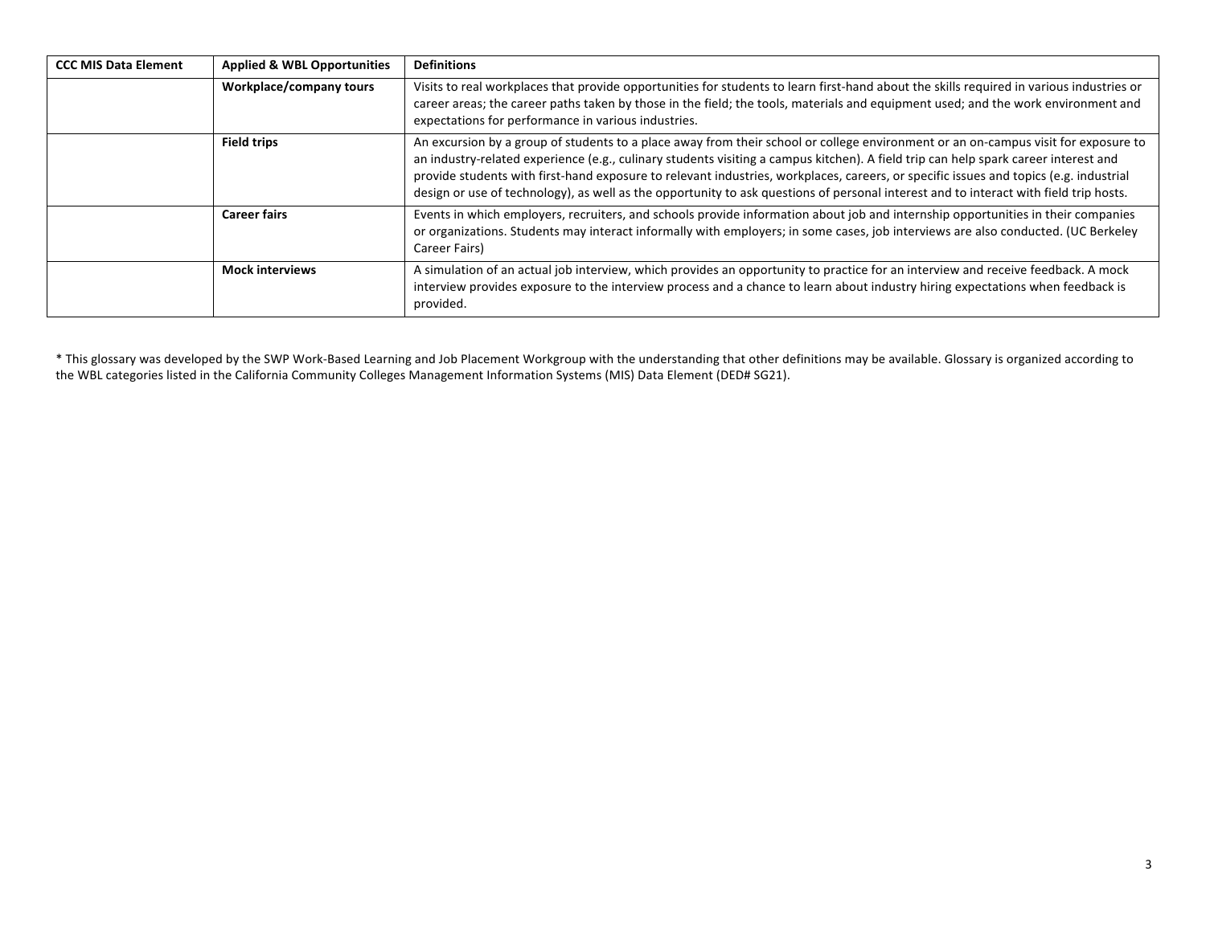| CCC MIS Data Element | Applied & WBL Opportunities | Definitions |
|---|---|---|
| | **Workplace/company tours** | Visits to real workplaces that provide opportunities for students to learn first-hand about the skills required in various industries or career areas; the career paths taken by those in the field; the tools, materials and equipment used; and the work environment and expectations for performance in various industries. |
| | **Field trips** | An excursion by a group of students to a place away from their school or college environment or an on-campus visit for exposure to an industry-related experience (e.g., culinary students visiting a campus kitchen). A field trip can help spark career interest and provide students with first-hand exposure to relevant industries, workplaces, careers, or specific issues and topics (e.g. industrial design or use of technology), as well as the opportunity to ask questions of personal interest and to interact with field trip hosts. |
| | **Career fairs** | Events in which employers, recruiters, and schools provide information about job and internship opportunities in their companies or organizations. Students may interact informally with employers; in some cases, job interviews are also conducted. (UC Berkeley Career Fairs) |
| | **Mock interviews** | A simulation of an actual job interview, which provides an opportunity to practice for an interview and receive feedback. A mock interview provides exposure to the interview process and a chance to learn about industry hiring expectations when feedback is provided. |

* This glossary was developed by the SWP Work-Based Learning and Job Placement Workgroup with the understanding that other definitions may be available. Glossary is organized according to the WBL categories listed in the California Community Colleges Management Information Systems (MIS) Data Element (DED# SG21).